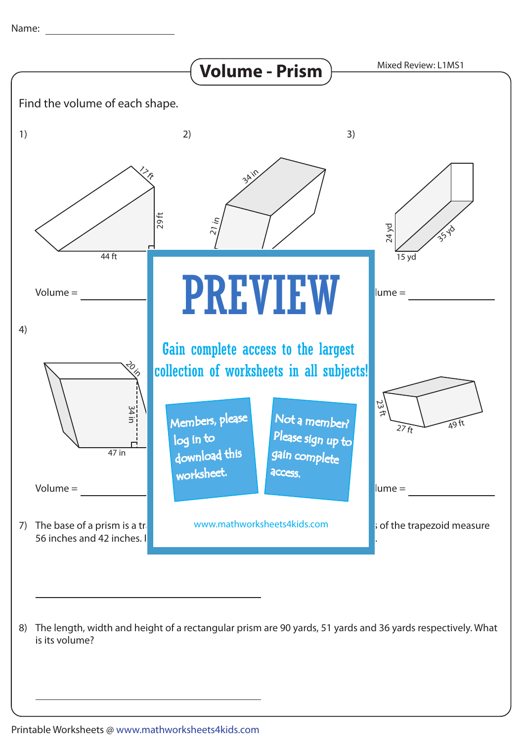Name: ______________________

# Volume - Prism

Mixed Review: L1MS1

Find the volume of each shape.

1)

17 ft

29 ft

44 ft

Volume = ____________

2)

34 in

21 in

3)

24 yd

35 yd

15 yd

lume = ____________

4)

20 in

34 in

47 in

Volume = ____________

23 ft

27 ft

49 ft

lume = ____________

PREVIEW

Gain complete access to the largest collection of worksheets in all subjects!

Members, please log in to download this worksheet.

Not a member? Please sign up to gain complete access.

www.mathworksheets4kids.com

7) The base of a prism is a tr ... of the trapezoid measure 56 inches and 42 inches. I ...

______________________________

8) The length, width and height of a rectangular prism are 90 yards, 51 yards and 36 yards respectively. What is its volume?

______________________________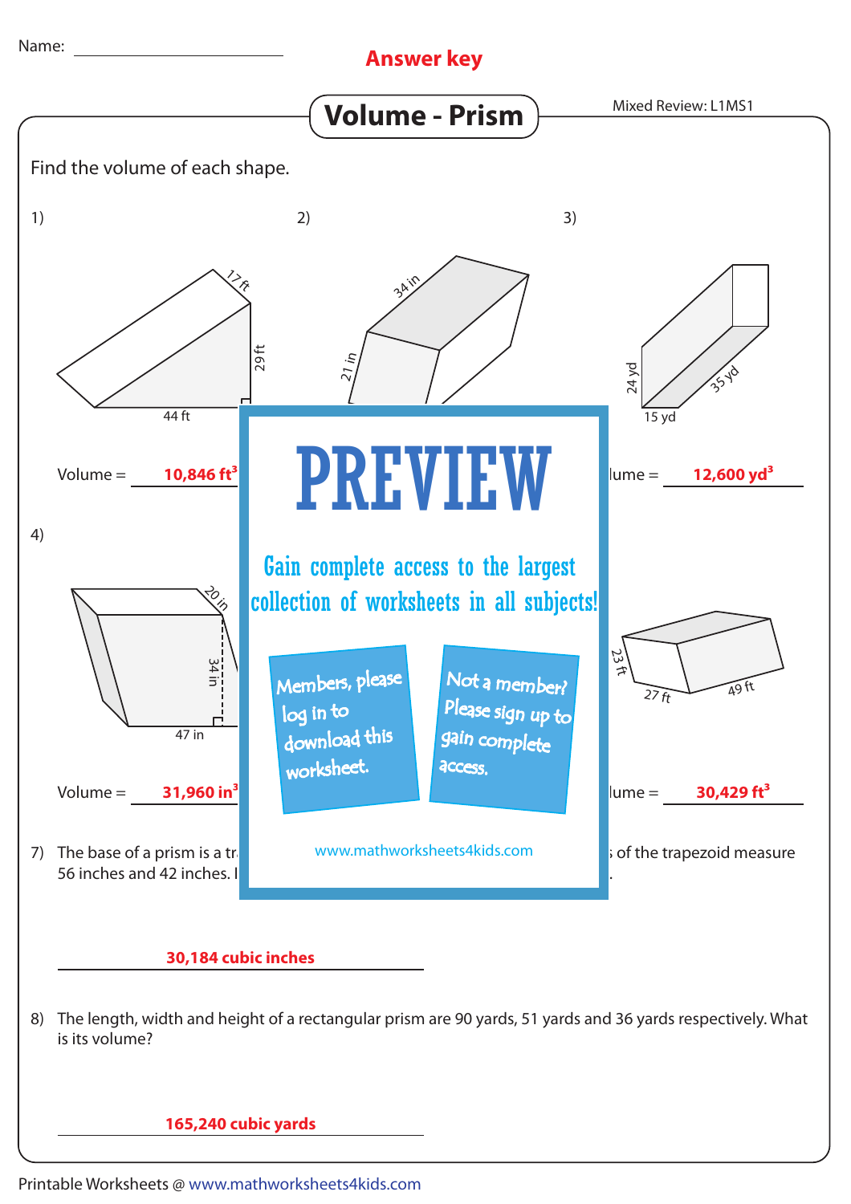Name: ____________________

**Answer key**

# Volume - Prism

Mixed Review: L1MS1

Find the volume of each shape.

1)

17 ft

29 ft

44 ft

Volume = **10,846 ft³**

2)

34 in

21 in

3)

24 yd

35 yd

15 yd

lume = **12,600 yd³**

4)

20 in

34 in

47 in

Volume = **31,960 in³**

23 ft

27 ft

49 ft

lume = **30,429 ft³**

# PREVIEW

Gain complete access to the largest collection of worksheets in all subjects!

Members, please log in to download this worksheet.

Not a member? Please sign up to gain complete access.

www.mathworksheets4kids.com

7) The base of a prism is a tr... of the trapezoid measure 56 inches and 42 inches. I... .

**30,184 cubic inches**

8) The length, width and height of a rectangular prism are 90 yards, 51 yards and 36 yards respectively. What is its volume?

**165,240 cubic yards**

Printable Worksheets @ www.mathworksheets4kids.com